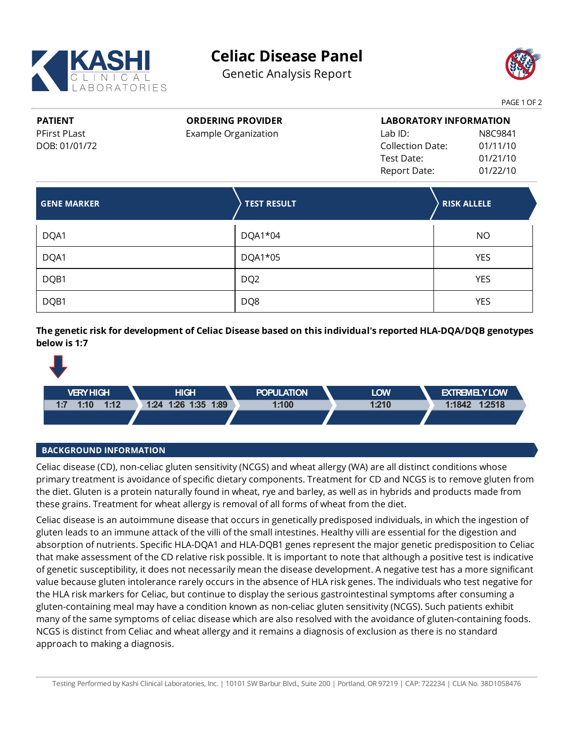# Celiac Disease Panel

Genetic Analysis Report

**PATIENT**
PFirst PLast
DOB: 01/01/72

**ORDERING PROVIDER**
Example Organization

**LABORATORY INFORMATION**

| | |
|---|---|
| Lab ID: | N8C9841 |
| Collection Date: | 01/11/10 |
| Test Date: | 01/21/10 |
| Report Date: | 01/22/10 |

| GENE MARKER | TEST RESULT | RISK ALLELE |
|---|---|---|
| DQA1 | DQA1*04 | NO |
| DQA1 | DQA1*05 | YES |
| DQB1 | DQ2 | YES |
| DQB1 | DQ8 | YES |

**The genetic risk for development of Celiac Disease based on this individual's reported HLA-DQA/DQB genotypes below is 1:7**

| VERY HIGH | HIGH | POPULATION | LOW | EXTREMELY LOW |
|---|---|---|---|---|
| 1:7 1:10 1:12 | 1:24 1:26 1:35 1:89 | 1:100 | 1:210 | 1:1842 1:2518 |

## BACKGROUND INFORMATION

Celiac disease (CD), non-celiac gluten sensitivity (NCGS) and wheat allergy (WA) are all distinct conditions whose primary treatment is avoidance of specific dietary components. Treatment for CD and NCGS is to remove gluten from the diet. Gluten is a protein naturally found in wheat, rye and barley, as well as in hybrids and products made from these grains. Treatment for wheat allergy is removal of all forms of wheat from the diet.

Celiac disease is an autoimmune disease that occurs in genetically predisposed individuals, in which the ingestion of gluten leads to an immune attack of the villi of the small intestines. Healthy villi are essential for the digestion and absorption of nutrients. Specific HLA-DQA1 and HLA-DQB1 genes represent the major genetic predisposition to Celiac that make assessment of the CD relative risk possible. It is important to note that although a positive test is indicative of genetic susceptibility, it does not necessarily mean the disease development. A negative test has a more significant value because gluten intolerance rarely occurs in the absence of HLA risk genes. The individuals who test negative for the HLA risk markers for Celiac, but continue to display the serious gastrointestinal symptoms after consuming a gluten-containing meal may have a condition known as non-celiac gluten sensitivity (NCGS). Such patients exhibit many of the same symptoms of celiac disease which are also resolved with the avoidance of gluten-containing foods. NCGS is distinct from Celiac and wheat allergy and it remains a diagnosis of exclusion as there is no standard approach to making a diagnosis.

Testing Performed by Kashi Clinical Laboratories, Inc. | 10101 SW Barbur Blvd., Suite 200 | Portland, OR 97219 | CAP: 722234 | CLIA No. 38D1058476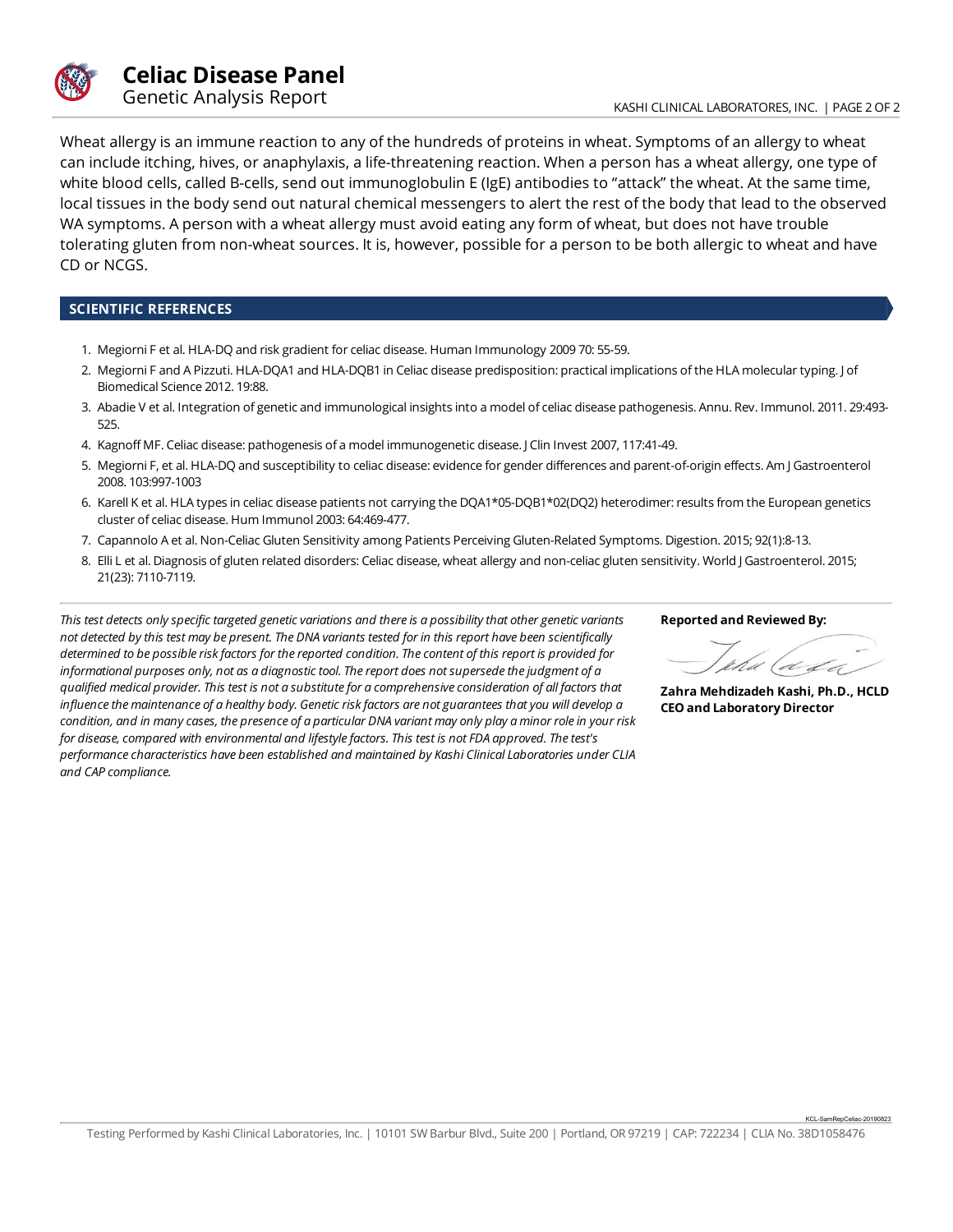Wheat allergy is an immune reaction to any of the hundreds of proteins in wheat. Symptoms of an allergy to wheat can include itching, hives, or anaphylaxis, a life-threatening reaction. When a person has a wheat allergy, one type of white blood cells, called B-cells, send out immunoglobulin E (IgE) antibodies to “attack” the wheat. At the same time, local tissues in the body send out natural chemical messengers to alert the rest of the body that lead to the observed WA symptoms. A person with a wheat allergy must avoid eating any form of wheat, but does not have trouble tolerating gluten from non-wheat sources. It is, however, possible for a person to be both allergic to wheat and have CD or NCGS.

## SCIENTIFIC REFERENCES

1. Megiorni F et al. HLA-DQ and risk gradient for celiac disease. Human Immunology 2009 70: 55-59.
2. Megiorni F and A Pizzuti. HLA-DQA1 and HLA-DQB1 in Celiac disease predisposition: practical implications of the HLA molecular typing. J of Biomedical Science 2012. 19:88.
3. Abadie V et al. Integration of genetic and immunological insights into a model of celiac disease pathogenesis. Annu. Rev. Immunol. 2011. 29:493-525.
4. Kagnoff MF. Celiac disease: pathogenesis of a model immunogenetic disease. J Clin Invest 2007, 117:41-49.
5. Megiorni F, et al. HLA-DQ and susceptibility to celiac disease: evidence for gender differences and parent-of-origin effects. Am J Gastroenterol 2008. 103:997-1003
6. Karell K et al. HLA types in celiac disease patients not carrying the DQA1*05-DQB1*02(DQ2) heterodimer: results from the European genetics cluster of celiac disease. Hum Immunol 2003: 64:469-477.
7. Capannolo A et al. Non-Celiac Gluten Sensitivity among Patients Perceiving Gluten-Related Symptoms. Digestion. 2015; 92(1):8-13.
8. Elli L et al. Diagnosis of gluten related disorders: Celiac disease, wheat allergy and non-celiac gluten sensitivity. World J Gastroenterol. 2015; 21(23): 7110-7119.

*This test detects only specific targeted genetic variations and there is a possibility that other genetic variants not detected by this test may be present. The DNA variants tested for in this report have been scientifically determined to be possible risk factors for the reported condition. The content of this report is provided for informational purposes only, not as a diagnostic tool. The report does not supersede the judgment of a qualified medical provider. This test is not a substitute for a comprehensive consideration of all factors that influence the maintenance of a healthy body. Genetic risk factors are not guarantees that you will develop a condition, and in many cases, the presence of a particular DNA variant may only play a minor role in your risk for disease, compared with environmental and lifestyle factors. This test is not FDA approved. The test's performance characteristics have been established and maintained by Kashi Clinical Laboratories under CLIA and CAP compliance.*

**Reported and Reviewed By:**

**Zahra Mehdizadeh Kashi, Ph.D., HCLD**
**CEO and Laboratory Director**

KCL-SamRepCeliac-20190823

Testing Performed by Kashi Clinical Laboratories, Inc. | 10101 SW Barbur Blvd., Suite 200 | Portland, OR 97219 | CAP: 722234 | CLIA No. 38D1058476